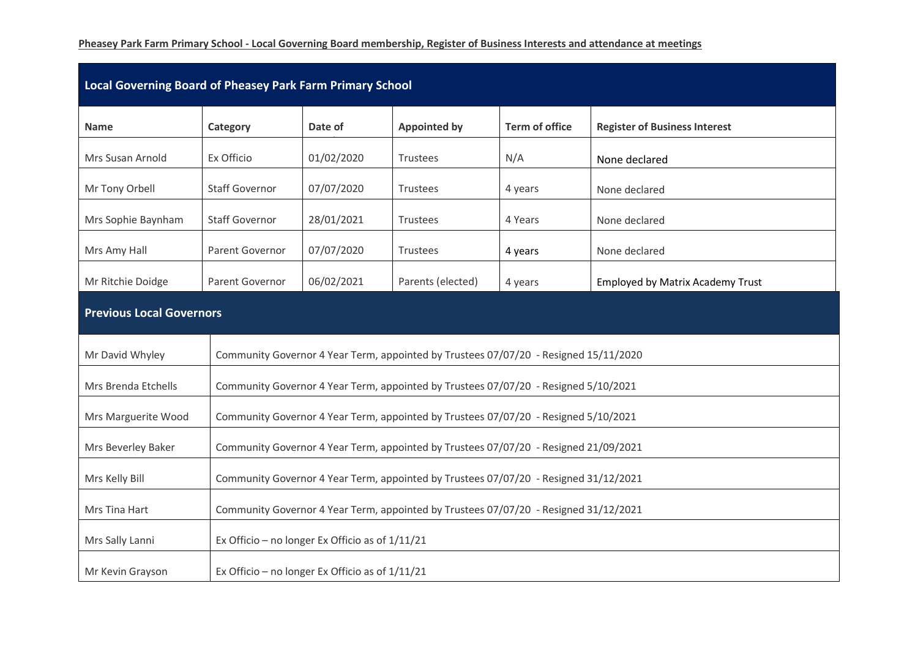**Pheasey Park Farm Primary School - Local Governing Board membership, Register of Business Interests and attendance at meetings**

| Local Governing Board of Pheasey Park Farm Primary School | | | | | |
|---|---|---|---|---|---|
| **Name** | **Category** | **Date of** | **Appointed by** | **Term of office** | **Register of Business Interest** |
| Mrs Susan Arnold | Ex Officio | 01/02/2020 | Trustees | N/A | None declared |
| Mr Tony Orbell | Staff Governor | 07/07/2020 | Trustees | 4 years | None declared |
| Mrs Sophie Baynham | Staff Governor | 28/01/2021 | Trustees | 4 Years | None declared |
| Mrs Amy Hall | Parent Governor | 07/07/2020 | Trustees | 4 years | None declared |
| Mr Ritchie Doidge | Parent Governor | 06/02/2021 | Parents (elected) | 4 years | Employed by Matrix Academy Trust |

| Previous Local Governors | |
|---|---|
| Mr David Whyley | Community Governor 4 Year Term, appointed by Trustees 07/07/20 - Resigned 15/11/2020 |
| Mrs Brenda Etchells | Community Governor 4 Year Term, appointed by Trustees 07/07/20 - Resigned 5/10/2021 |
| Mrs Marguerite Wood | Community Governor 4 Year Term, appointed by Trustees 07/07/20 - Resigned 5/10/2021 |
| Mrs Beverley Baker | Community Governor 4 Year Term, appointed by Trustees 07/07/20 - Resigned 21/09/2021 |
| Mrs Kelly Bill | Community Governor 4 Year Term, appointed by Trustees 07/07/20 - Resigned 31/12/2021 |
| Mrs Tina Hart | Community Governor 4 Year Term, appointed by Trustees 07/07/20 - Resigned 31/12/2021 |
| Mrs Sally Lanni | Ex Officio – no longer Ex Officio as of 1/11/21 |
| Mr Kevin Grayson | Ex Officio – no longer Ex Officio as of 1/11/21 |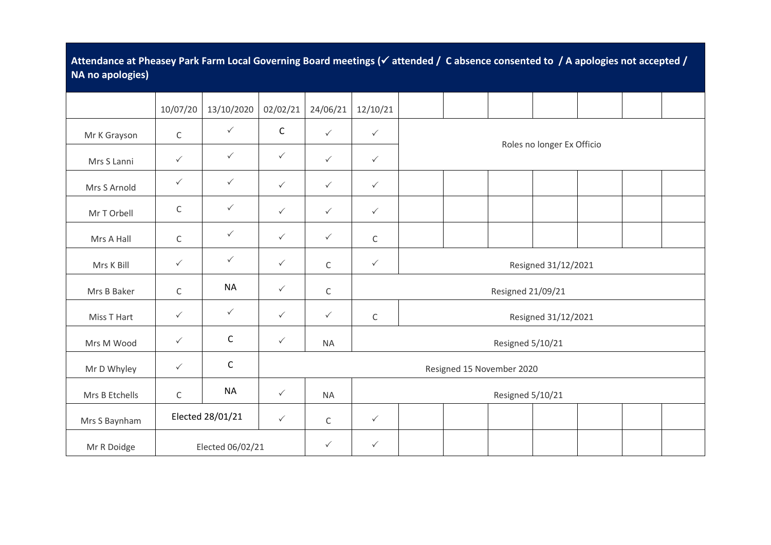**Attendance at Pheasey Park Farm Local Governing Board meetings (✓ attended / C absence consented to / A apologies not accepted / NA no apologies)**

| | 10/07/20 | 13/10/2020 | 02/02/21 | 24/06/21 | 12/10/21 | | | | | | | |
|---|---|---|---|---|---|---|---|---|---|---|---|---|
| Mr K Grayson | C | ✓ | C | ✓ | ✓ | Roles no longer Ex Officio | | | | | | |
| Mrs S Lanni | ✓ | ✓ | ✓ | ✓ | ✓ | | | | | | | |
| Mrs S Arnold | ✓ | ✓ | ✓ | ✓ | ✓ | | | | | | | |
| Mr T Orbell | C | ✓ | ✓ | ✓ | ✓ | | | | | | | |
| Mrs A Hall | C | ✓ | ✓ | ✓ | C | | | | | | | |
| Mrs K Bill | ✓ | ✓ | ✓ | C | ✓ | Resigned 31/12/2021 | | | | | | |
| Mrs B Baker | C | NA | ✓ | C | Resigned 21/09/21 | | | | | | | |
| Miss T Hart | ✓ | ✓ | ✓ | ✓ | C | Resigned 31/12/2021 | | | | | | |
| Mrs M Wood | ✓ | C | ✓ | NA | Resigned 5/10/21 | | | | | | | |
| Mr D Whyley | ✓ | C | Resigned 15 November 2020 | | | | | | | | | |
| Mrs B Etchells | C | NA | ✓ | NA | Resigned 5/10/21 | | | | | | | |
| Mrs S Baynham | Elected 28/01/21 | | ✓ | C | ✓ | | | | | | | |
| Mr R Doidge | Elected 06/02/21 | | | ✓ | ✓ | | | | | | | |